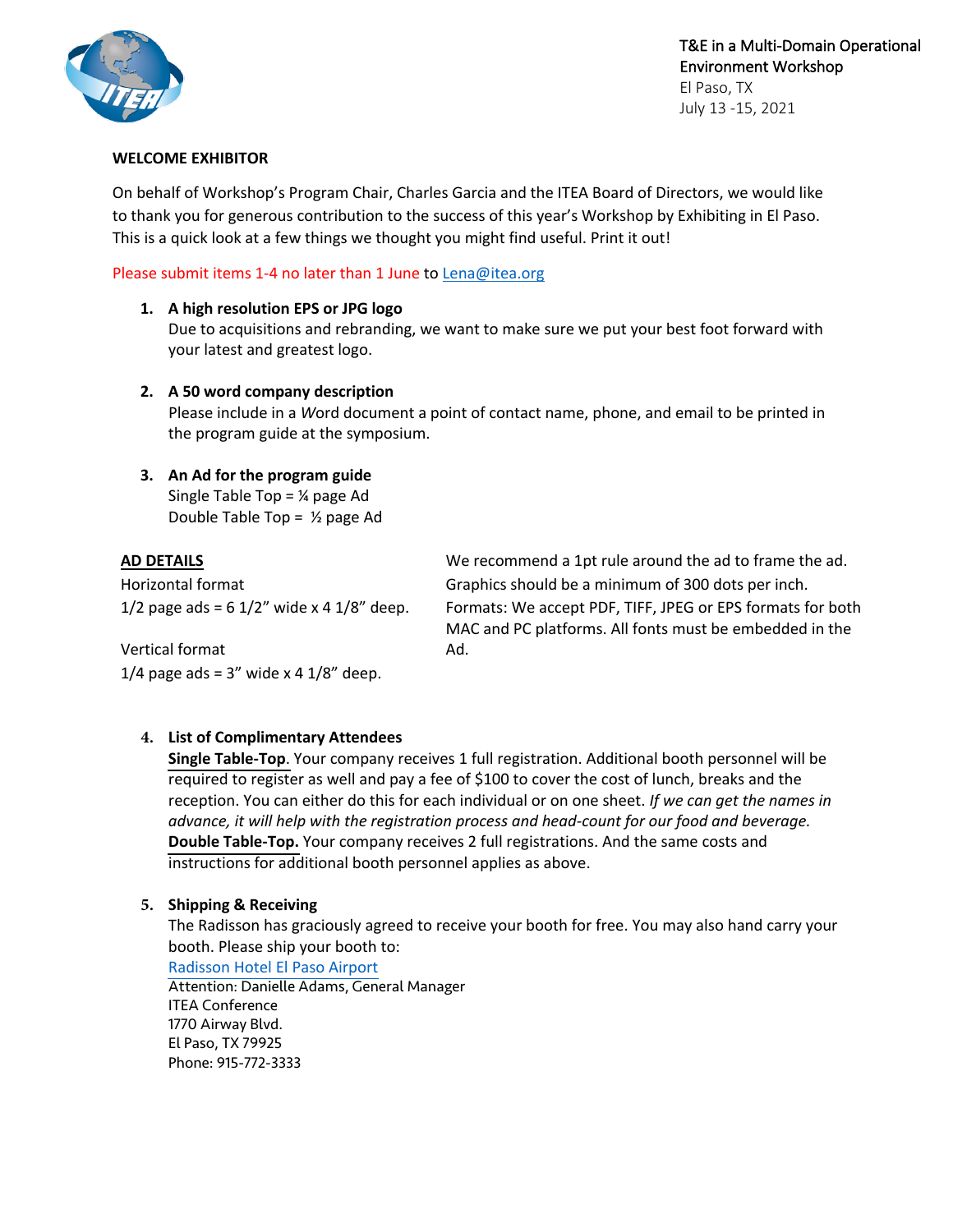T&E in a Multi-Domain Operational Environment Workshop
El Paso, TX
July 13 -15, 2021

**WELCOME EXHIBITOR**

On behalf of Workshop's Program Chair, Charles Garcia and the ITEA Board of Directors, we would like to thank you for generous contribution to the success of this year's Workshop by Exhibiting in El Paso. This is a quick look at a few things we thought you might find useful. Print it out!

Please submit items 1-4 no later than 1 June to Lena@itea.org

1. **A high resolution EPS or JPG logo**
   Due to acquisitions and rebranding, we want to make sure we put your best foot forward with your latest and greatest logo.

2. **A 50 word company description**
   Please include in a *W*ord document a point of contact name, phone, and email to be printed in the program guide at the symposium.

3. **An Ad for the program guide**
   Single Table Top = ¼ page Ad
   Double Table Top = ½ page Ad

**AD DETAILS**

Horizontal format
1/2 page ads = 6 1/2" wide x 4 1/8" deep.

Vertical format
1/4 page ads = 3" wide x 4 1/8" deep.

We recommend a 1pt rule around the ad to frame the ad.
Graphics should be a minimum of 300 dots per inch.
Formats: We accept PDF, TIFF, JPEG or EPS formats for both MAC and PC platforms. All fonts must be embedded in the Ad.

4. **List of Complimentary Attendees**
   **Single Table-Top**. Your company receives 1 full registration. Additional booth personnel will be required to register as well and pay a fee of $100 to cover the cost of lunch, breaks and the reception. You can either do this for each individual or on one sheet. *If we can get the names in advance, it will help with the registration process and head-count for our food and beverage.*
   **Double Table-Top.** Your company receives 2 full registrations. And the same costs and instructions for additional booth personnel applies as above.

5. **Shipping & Receiving**
   The Radisson has graciously agreed to receive your booth for free. You may also hand carry your booth. Please ship your booth to:
   Radisson Hotel El Paso Airport
   Attention: Danielle Adams, General Manager
   ITEA Conference
   1770 Airway Blvd.
   El Paso, TX 79925
   Phone: 915-772-3333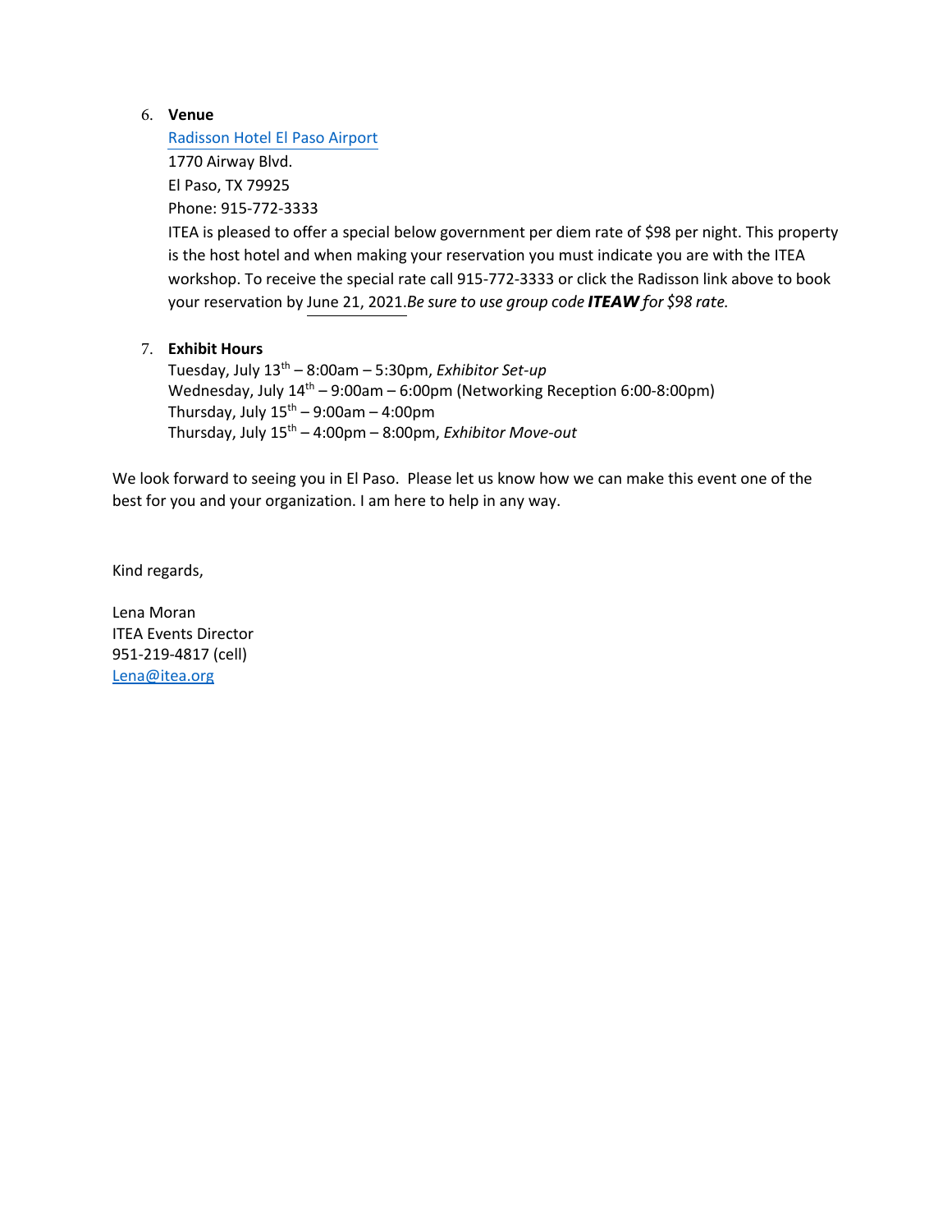6. **Venue**

   [Radisson Hotel El Paso Airport]

   1770 Airway Blvd.

   El Paso, TX 79925

   Phone: 915-772-3333

   ITEA is pleased to offer a special below government per diem rate of $98 per night. This property is the host hotel and when making your reservation you must indicate you are with the ITEA workshop. To receive the special rate call 915-772-3333 or click the Radisson link above to book your reservation by June 21, 2021.*Be sure to use group code **ITEAW** for $98 rate.*

7. **Exhibit Hours**

   Tuesday, July 13th – 8:00am – 5:30pm, *Exhibitor Set-up*

   Wednesday, July 14th – 9:00am – 6:00pm (Networking Reception 6:00-8:00pm)

   Thursday, July 15th – 9:00am – 4:00pm

   Thursday, July 15th – 4:00pm – 8:00pm, *Exhibitor Move-out*

We look forward to seeing you in El Paso. Please let us know how we can make this event one of the best for you and your organization. I am here to help in any way.

Kind regards,

Lena Moran
ITEA Events Director
951-219-4817 (cell)
Lena@itea.org